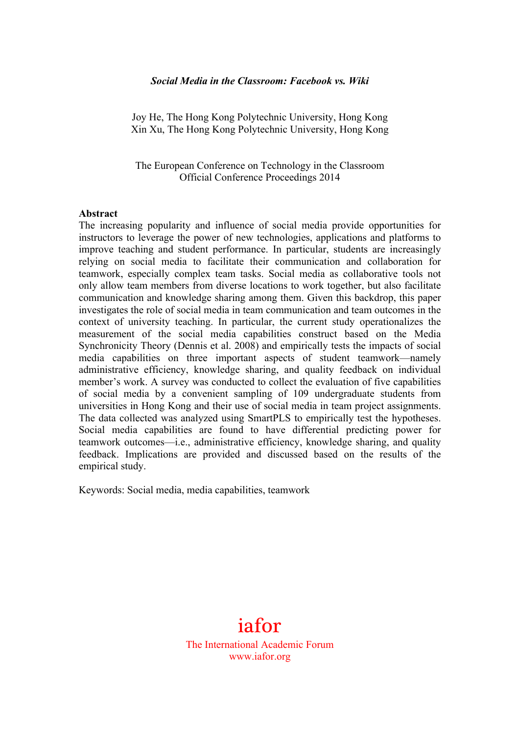***Social Media in the Classroom: Facebook vs. Wiki***

Joy He, The Hong Kong Polytechnic University, Hong Kong
Xin Xu, The Hong Kong Polytechnic University, Hong Kong

The European Conference on Technology in the Classroom
Official Conference Proceedings 2014

**Abstract**

The increasing popularity and influence of social media provide opportunities for instructors to leverage the power of new technologies, applications and platforms to improve teaching and student performance. In particular, students are increasingly relying on social media to facilitate their communication and collaboration for teamwork, especially complex team tasks. Social media as collaborative tools not only allow team members from diverse locations to work together, but also facilitate communication and knowledge sharing among them. Given this backdrop, this paper investigates the role of social media in team communication and team outcomes in the context of university teaching. In particular, the current study operationalizes the measurement of the social media capabilities construct based on the Media Synchronicity Theory (Dennis et al. 2008) and empirically tests the impacts of social media capabilities on three important aspects of student teamwork—namely administrative efficiency, knowledge sharing, and quality feedback on individual member's work. A survey was conducted to collect the evaluation of five capabilities of social media by a convenient sampling of 109 undergraduate students from universities in Hong Kong and their use of social media in team project assignments. The data collected was analyzed using SmartPLS to empirically test the hypotheses. Social media capabilities are found to have differential predicting power for teamwork outcomes—i.e., administrative efficiency, knowledge sharing, and quality feedback. Implications are provided and discussed based on the results of the empirical study.

Keywords: Social media, media capabilities, teamwork

iafor
The International Academic Forum
www.iafor.org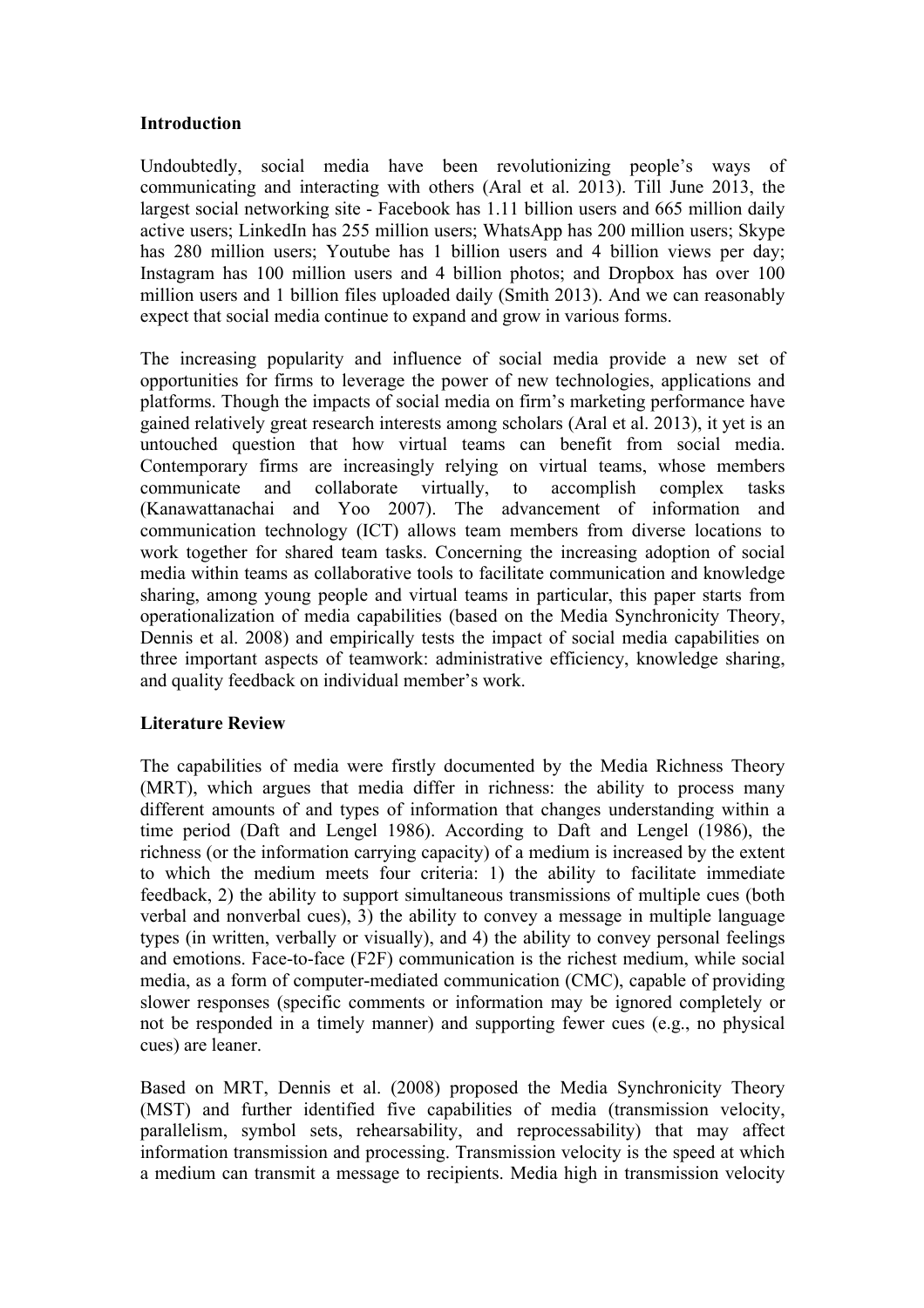## Introduction

Undoubtedly, social media have been revolutionizing people's ways of communicating and interacting with others (Aral et al. 2013). Till June 2013, the largest social networking site - Facebook has 1.11 billion users and 665 million daily active users; LinkedIn has 255 million users; WhatsApp has 200 million users; Skype has 280 million users; Youtube has 1 billion users and 4 billion views per day; Instagram has 100 million users and 4 billion photos; and Dropbox has over 100 million users and 1 billion files uploaded daily (Smith 2013). And we can reasonably expect that social media continue to expand and grow in various forms.

The increasing popularity and influence of social media provide a new set of opportunities for firms to leverage the power of new technologies, applications and platforms. Though the impacts of social media on firm's marketing performance have gained relatively great research interests among scholars (Aral et al. 2013), it yet is an untouched question that how virtual teams can benefit from social media. Contemporary firms are increasingly relying on virtual teams, whose members communicate and collaborate virtually, to accomplish complex tasks (Kanawattanachai and Yoo 2007). The advancement of information and communication technology (ICT) allows team members from diverse locations to work together for shared team tasks. Concerning the increasing adoption of social media within teams as collaborative tools to facilitate communication and knowledge sharing, among young people and virtual teams in particular, this paper starts from operationalization of media capabilities (based on the Media Synchronicity Theory, Dennis et al. 2008) and empirically tests the impact of social media capabilities on three important aspects of teamwork: administrative efficiency, knowledge sharing, and quality feedback on individual member's work.

## Literature Review

The capabilities of media were firstly documented by the Media Richness Theory (MRT), which argues that media differ in richness: the ability to process many different amounts of and types of information that changes understanding within a time period (Daft and Lengel 1986). According to Daft and Lengel (1986), the richness (or the information carrying capacity) of a medium is increased by the extent to which the medium meets four criteria: 1) the ability to facilitate immediate feedback, 2) the ability to support simultaneous transmissions of multiple cues (both verbal and nonverbal cues), 3) the ability to convey a message in multiple language types (in written, verbally or visually), and 4) the ability to convey personal feelings and emotions. Face-to-face (F2F) communication is the richest medium, while social media, as a form of computer-mediated communication (CMC), capable of providing slower responses (specific comments or information may be ignored completely or not be responded in a timely manner) and supporting fewer cues (e.g., no physical cues) are leaner.

Based on MRT, Dennis et al. (2008) proposed the Media Synchronicity Theory (MST) and further identified five capabilities of media (transmission velocity, parallelism, symbol sets, rehearsability, and reprocessability) that may affect information transmission and processing. Transmission velocity is the speed at which a medium can transmit a message to recipients. Media high in transmission velocity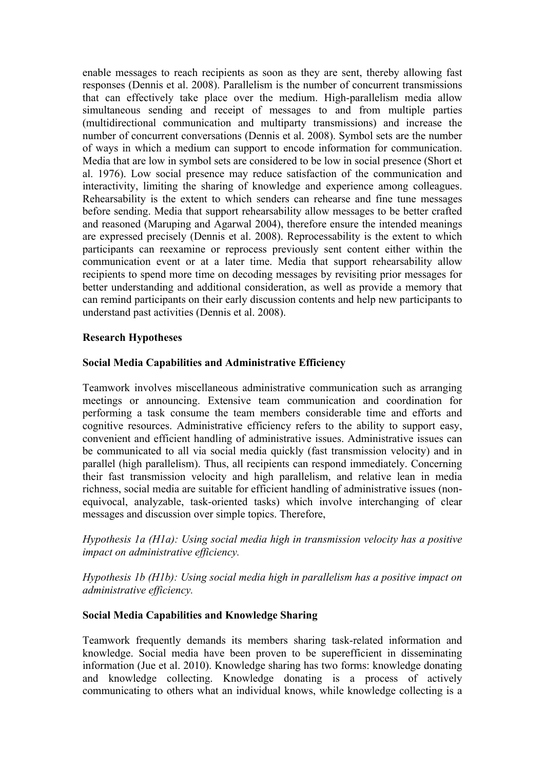enable messages to reach recipients as soon as they are sent, thereby allowing fast responses (Dennis et al. 2008). Parallelism is the number of concurrent transmissions that can effectively take place over the medium. High-parallelism media allow simultaneous sending and receipt of messages to and from multiple parties (multidirectional communication and multiparty transmissions) and increase the number of concurrent conversations (Dennis et al. 2008). Symbol sets are the number of ways in which a medium can support to encode information for communication. Media that are low in symbol sets are considered to be low in social presence (Short et al. 1976). Low social presence may reduce satisfaction of the communication and interactivity, limiting the sharing of knowledge and experience among colleagues. Rehearsability is the extent to which senders can rehearse and fine tune messages before sending. Media that support rehearsability allow messages to be better crafted and reasoned (Maruping and Agarwal 2004), therefore ensure the intended meanings are expressed precisely (Dennis et al. 2008). Reprocessability is the extent to which participants can reexamine or reprocess previously sent content either within the communication event or at a later time. Media that support rehearsability allow recipients to spend more time on decoding messages by revisiting prior messages for better understanding and additional consideration, as well as provide a memory that can remind participants on their early discussion contents and help new participants to understand past activities (Dennis et al. 2008).

## Research Hypotheses

### Social Media Capabilities and Administrative Efficiency

Teamwork involves miscellaneous administrative communication such as arranging meetings or announcing. Extensive team communication and coordination for performing a task consume the team members considerable time and efforts and cognitive resources. Administrative efficiency refers to the ability to support easy, convenient and efficient handling of administrative issues. Administrative issues can be communicated to all via social media quickly (fast transmission velocity) and in parallel (high parallelism). Thus, all recipients can respond immediately. Concerning their fast transmission velocity and high parallelism, and relative lean in media richness, social media are suitable for efficient handling of administrative issues (non-equivocal, analyzable, task-oriented tasks) which involve interchanging of clear messages and discussion over simple topics. Therefore,

*Hypothesis 1a (H1a): Using social media high in transmission velocity has a positive impact on administrative efficiency.*

*Hypothesis 1b (H1b): Using social media high in parallelism has a positive impact on administrative efficiency.*

### Social Media Capabilities and Knowledge Sharing

Teamwork frequently demands its members sharing task-related information and knowledge. Social media have been proven to be superefficient in disseminating information (Jue et al. 2010). Knowledge sharing has two forms: knowledge donating and knowledge collecting. Knowledge donating is a process of actively communicating to others what an individual knows, while knowledge collecting is a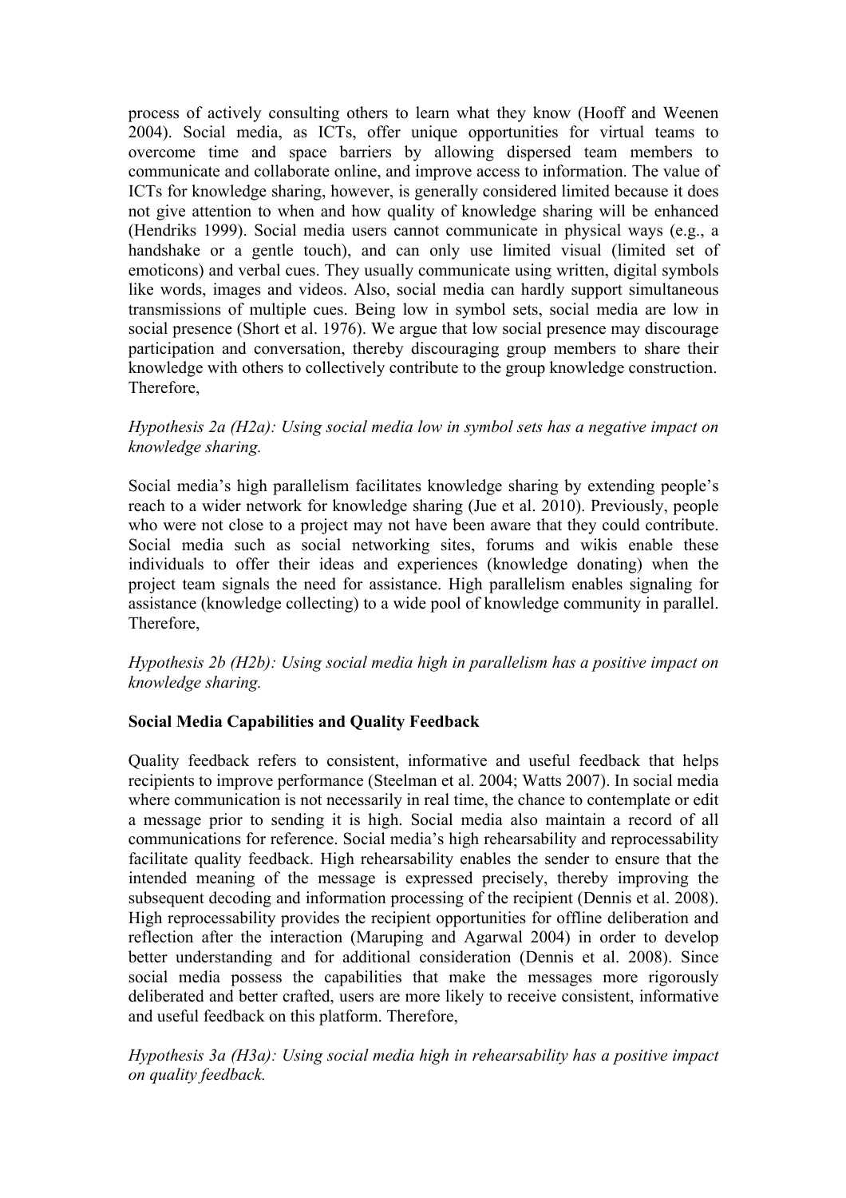process of actively consulting others to learn what they know (Hooff and Weenen 2004). Social media, as ICTs, offer unique opportunities for virtual teams to overcome time and space barriers by allowing dispersed team members to communicate and collaborate online, and improve access to information. The value of ICTs for knowledge sharing, however, is generally considered limited because it does not give attention to when and how quality of knowledge sharing will be enhanced (Hendriks 1999). Social media users cannot communicate in physical ways (e.g., a handshake or a gentle touch), and can only use limited visual (limited set of emoticons) and verbal cues. They usually communicate using written, digital symbols like words, images and videos. Also, social media can hardly support simultaneous transmissions of multiple cues. Being low in symbol sets, social media are low in social presence (Short et al. 1976). We argue that low social presence may discourage participation and conversation, thereby discouraging group members to share their knowledge with others to collectively contribute to the group knowledge construction. Therefore,

*Hypothesis 2a (H2a): Using social media low in symbol sets has a negative impact on knowledge sharing.*

Social media's high parallelism facilitates knowledge sharing by extending people's reach to a wider network for knowledge sharing (Jue et al. 2010). Previously, people who were not close to a project may not have been aware that they could contribute. Social media such as social networking sites, forums and wikis enable these individuals to offer their ideas and experiences (knowledge donating) when the project team signals the need for assistance. High parallelism enables signaling for assistance (knowledge collecting) to a wide pool of knowledge community in parallel. Therefore,

*Hypothesis 2b (H2b): Using social media high in parallelism has a positive impact on knowledge sharing.*

**Social Media Capabilities and Quality Feedback**

Quality feedback refers to consistent, informative and useful feedback that helps recipients to improve performance (Steelman et al. 2004; Watts 2007). In social media where communication is not necessarily in real time, the chance to contemplate or edit a message prior to sending it is high. Social media also maintain a record of all communications for reference. Social media's high rehearsability and reprocessability facilitate quality feedback. High rehearsability enables the sender to ensure that the intended meaning of the message is expressed precisely, thereby improving the subsequent decoding and information processing of the recipient (Dennis et al. 2008). High reprocessability provides the recipient opportunities for offline deliberation and reflection after the interaction (Maruping and Agarwal 2004) in order to develop better understanding and for additional consideration (Dennis et al. 2008). Since social media possess the capabilities that make the messages more rigorously deliberated and better crafted, users are more likely to receive consistent, informative and useful feedback on this platform. Therefore,

*Hypothesis 3a (H3a): Using social media high in rehearsability has a positive impact on quality feedback.*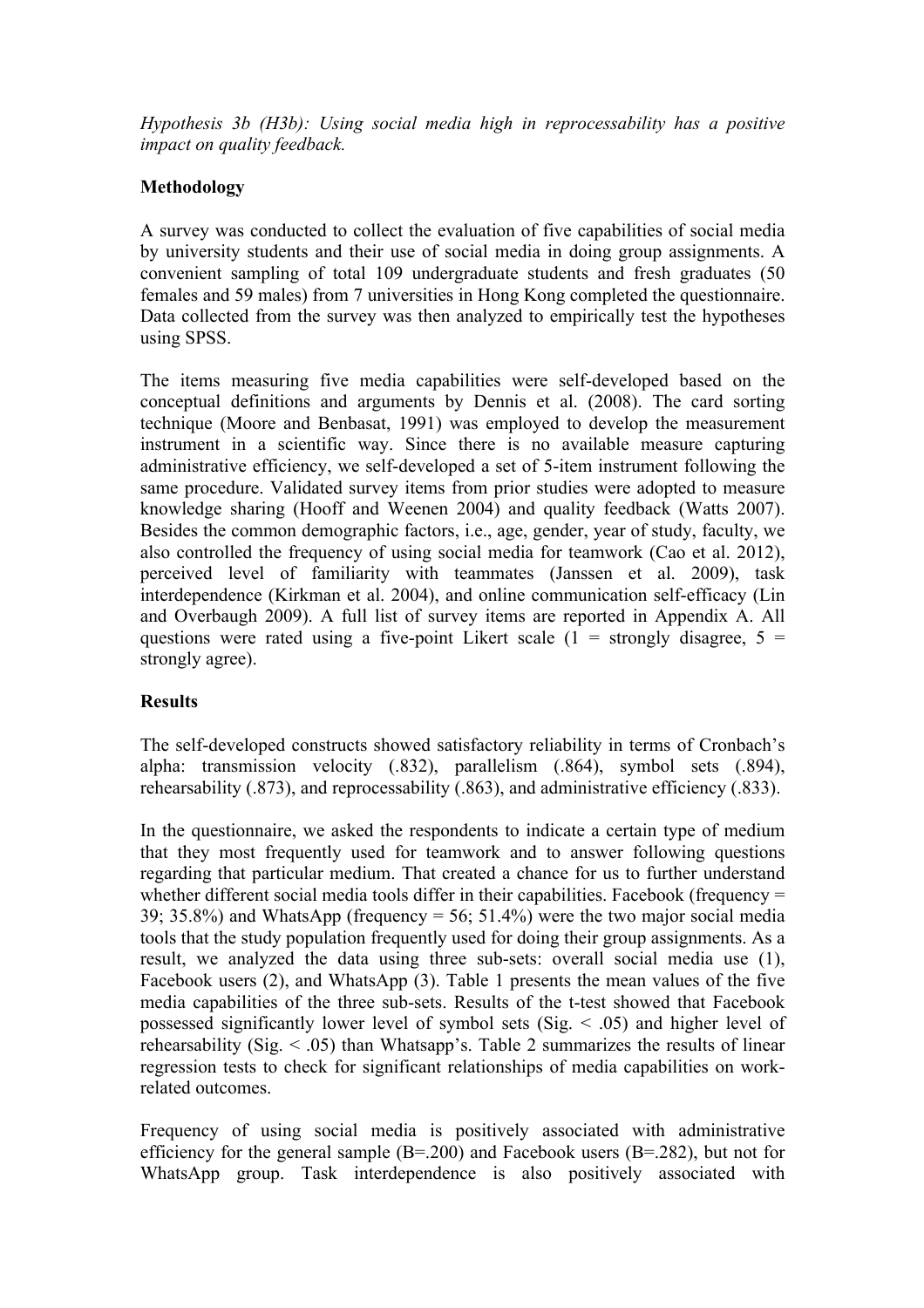*Hypothesis 3b (H3b): Using social media high in reprocessability has a positive impact on quality feedback.*

**Methodology**

A survey was conducted to collect the evaluation of five capabilities of social media by university students and their use of social media in doing group assignments. A convenient sampling of total 109 undergraduate students and fresh graduates (50 females and 59 males) from 7 universities in Hong Kong completed the questionnaire. Data collected from the survey was then analyzed to empirically test the hypotheses using SPSS.

The items measuring five media capabilities were self-developed based on the conceptual definitions and arguments by Dennis et al. (2008). The card sorting technique (Moore and Benbasat, 1991) was employed to develop the measurement instrument in a scientific way. Since there is no available measure capturing administrative efficiency, we self-developed a set of 5-item instrument following the same procedure. Validated survey items from prior studies were adopted to measure knowledge sharing (Hooff and Weenen 2004) and quality feedback (Watts 2007). Besides the common demographic factors, i.e., age, gender, year of study, faculty, we also controlled the frequency of using social media for teamwork (Cao et al. 2012), perceived level of familiarity with teammates (Janssen et al. 2009), task interdependence (Kirkman et al. 2004), and online communication self-efficacy (Lin and Overbaugh 2009). A full list of survey items are reported in Appendix A. All questions were rated using a five-point Likert scale (1 = strongly disagree, 5 = strongly agree).

**Results**

The self-developed constructs showed satisfactory reliability in terms of Cronbach's alpha: transmission velocity (.832), parallelism (.864), symbol sets (.894), rehearsability (.873), and reprocessability (.863), and administrative efficiency (.833).

In the questionnaire, we asked the respondents to indicate a certain type of medium that they most frequently used for teamwork and to answer following questions regarding that particular medium. That created a chance for us to further understand whether different social media tools differ in their capabilities. Facebook (frequency = 39; 35.8%) and WhatsApp (frequency = 56; 51.4%) were the two major social media tools that the study population frequently used for doing their group assignments. As a result, we analyzed the data using three sub-sets: overall social media use (1), Facebook users (2), and WhatsApp (3). Table 1 presents the mean values of the five media capabilities of the three sub-sets. Results of the t-test showed that Facebook possessed significantly lower level of symbol sets (Sig. < .05) and higher level of rehearsability (Sig. < .05) than Whatsapp's. Table 2 summarizes the results of linear regression tests to check for significant relationships of media capabilities on work-related outcomes.

Frequency of using social media is positively associated with administrative efficiency for the general sample (B=.200) and Facebook users (B=.282), but not for WhatsApp group. Task interdependence is also positively associated with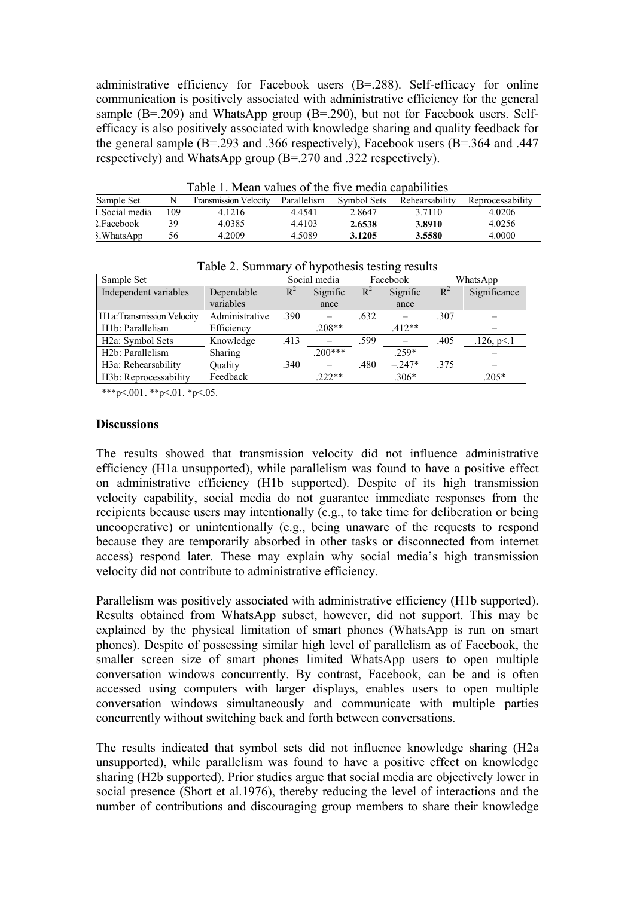administrative efficiency for Facebook users (B=.288). Self-efficacy for online communication is positively associated with administrative efficiency for the general sample (B=.209) and WhatsApp group (B=.290), but not for Facebook users. Self-efficacy is also positively associated with knowledge sharing and quality feedback for the general sample (B=.293 and .366 respectively), Facebook users (B=.364 and .447 respectively) and WhatsApp group (B=.270 and .322 respectively).

Table 1. Mean values of the five media capabilities

| Sample Set | N | Transmission Velocity | Parallelism | Symbol Sets | Rehearsability | Reprocessability |
|---|---|---|---|---|---|---|
| 1.Social media | 109 | 4.1216 | 4.4541 | 2.8647 | 3.7110 | 4.0206 |
| 2.Facebook | 39 | 4.0385 | 4.4103 | **2.6538** | **3.8910** | 4.0256 |
| 3.WhatsApp | 56 | 4.2009 | 4.5089 | **3.1205** | **3.5580** | 4.0000 |

Table 2. Summary of hypothesis testing results

| Sample Set | | Social media | | Facebook | | WhatsApp | |
|---|---|---|---|---|---|---|---|
| Independent variables | Dependable variables | $R^2$ | Significance | $R^2$ | Significance | $R^2$ | Significance |
| H1a:Transmission Velocity | Administrative Efficiency | .390 | – | .632 | – | .307 | – |
| H1b: Parallelism | | | .208** | | .412** | | – |
| H2a: Symbol Sets | Knowledge Sharing | .413 | – | .599 | – | .405 | .126, p<.1 |
| H2b: Parallelism | | | .200*** | | .259* | | – |
| H3a: Rehearsability | Quality Feedback | .340 | – | .480 | –.247* | .375 | – |
| H3b: Reprocessability | | | .222** | | .306* | | .205* |

***p<.001. **p<.01. *p<.05.

## Discussions

The results showed that transmission velocity did not influence administrative efficiency (H1a unsupported), while parallelism was found to have a positive effect on administrative efficiency (H1b supported). Despite of its high transmission velocity capability, social media do not guarantee immediate responses from the recipients because users may intentionally (e.g., to take time for deliberation or being uncooperative) or unintentionally (e.g., being unaware of the requests to respond because they are temporarily absorbed in other tasks or disconnected from internet access) respond later. These may explain why social media's high transmission velocity did not contribute to administrative efficiency.

Parallelism was positively associated with administrative efficiency (H1b supported). Results obtained from WhatsApp subset, however, did not support. This may be explained by the physical limitation of smart phones (WhatsApp is run on smart phones). Despite of possessing similar high level of parallelism as of Facebook, the smaller screen size of smart phones limited WhatsApp users to open multiple conversation windows concurrently. By contrast, Facebook, can be and is often accessed using computers with larger displays, enables users to open multiple conversation windows simultaneously and communicate with multiple parties concurrently without switching back and forth between conversations.

The results indicated that symbol sets did not influence knowledge sharing (H2a unsupported), while parallelism was found to have a positive effect on knowledge sharing (H2b supported). Prior studies argue that social media are objectively lower in social presence (Short et al.1976), thereby reducing the level of interactions and the number of contributions and discouraging group members to share their knowledge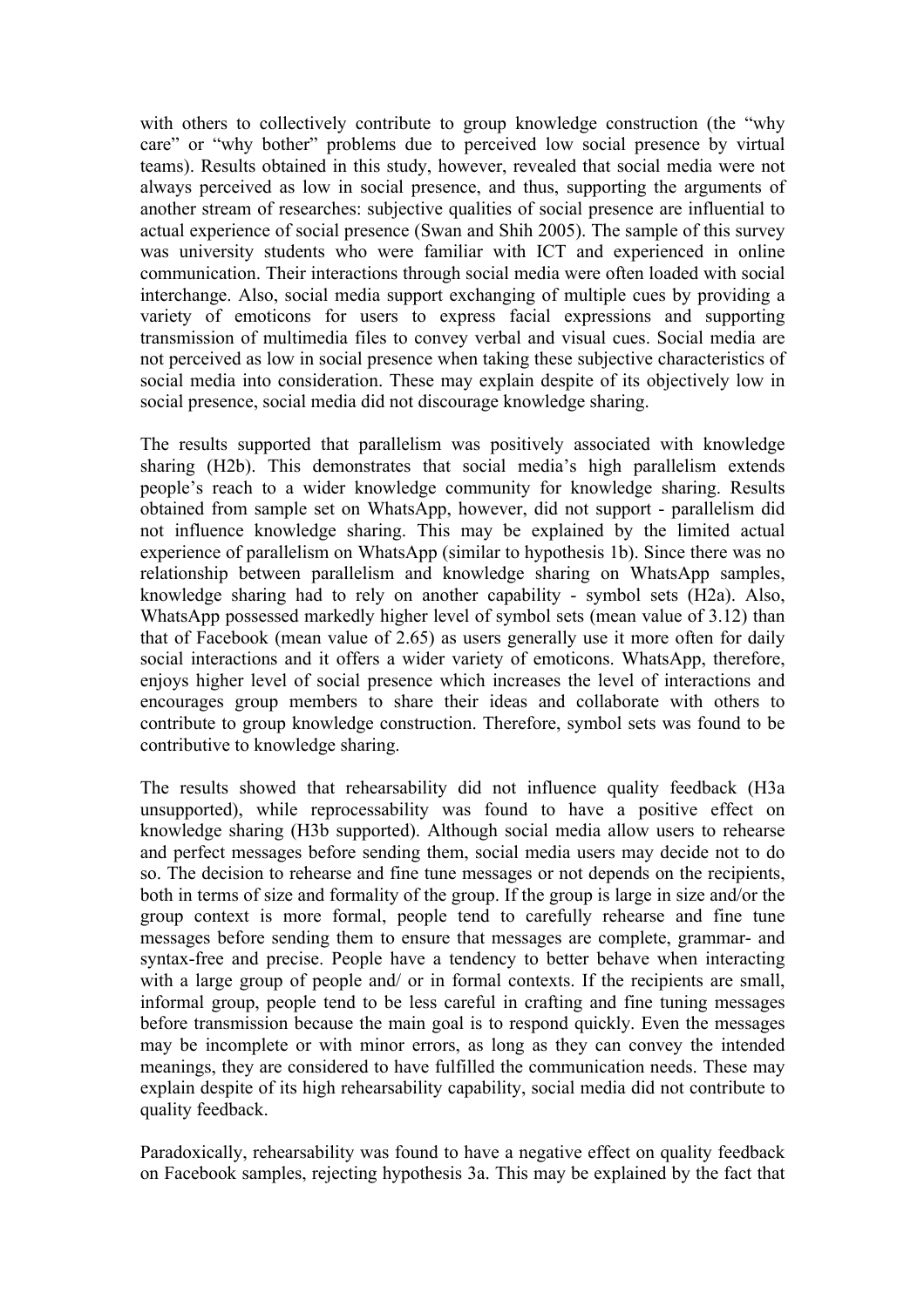with others to collectively contribute to group knowledge construction (the "why care" or "why bother" problems due to perceived low social presence by virtual teams). Results obtained in this study, however, revealed that social media were not always perceived as low in social presence, and thus, supporting the arguments of another stream of researches: subjective qualities of social presence are influential to actual experience of social presence (Swan and Shih 2005). The sample of this survey was university students who were familiar with ICT and experienced in online communication. Their interactions through social media were often loaded with social interchange. Also, social media support exchanging of multiple cues by providing a variety of emoticons for users to express facial expressions and supporting transmission of multimedia files to convey verbal and visual cues. Social media are not perceived as low in social presence when taking these subjective characteristics of social media into consideration. These may explain despite of its objectively low in social presence, social media did not discourage knowledge sharing.

The results supported that parallelism was positively associated with knowledge sharing (H2b). This demonstrates that social media's high parallelism extends people's reach to a wider knowledge community for knowledge sharing. Results obtained from sample set on WhatsApp, however, did not support - parallelism did not influence knowledge sharing. This may be explained by the limited actual experience of parallelism on WhatsApp (similar to hypothesis 1b). Since there was no relationship between parallelism and knowledge sharing on WhatsApp samples, knowledge sharing had to rely on another capability - symbol sets (H2a). Also, WhatsApp possessed markedly higher level of symbol sets (mean value of 3.12) than that of Facebook (mean value of 2.65) as users generally use it more often for daily social interactions and it offers a wider variety of emoticons. WhatsApp, therefore, enjoys higher level of social presence which increases the level of interactions and encourages group members to share their ideas and collaborate with others to contribute to group knowledge construction. Therefore, symbol sets was found to be contributive to knowledge sharing.

The results showed that rehearsability did not influence quality feedback (H3a unsupported), while reprocessability was found to have a positive effect on knowledge sharing (H3b supported). Although social media allow users to rehearse and perfect messages before sending them, social media users may decide not to do so. The decision to rehearse and fine tune messages or not depends on the recipients, both in terms of size and formality of the group. If the group is large in size and/or the group context is more formal, people tend to carefully rehearse and fine tune messages before sending them to ensure that messages are complete, grammar- and syntax-free and precise. People have a tendency to better behave when interacting with a large group of people and/ or in formal contexts. If the recipients are small, informal group, people tend to be less careful in crafting and fine tuning messages before transmission because the main goal is to respond quickly. Even the messages may be incomplete or with minor errors, as long as they can convey the intended meanings, they are considered to have fulfilled the communication needs. These may explain despite of its high rehearsability capability, social media did not contribute to quality feedback.

Paradoxically, rehearsability was found to have a negative effect on quality feedback on Facebook samples, rejecting hypothesis 3a. This may be explained by the fact that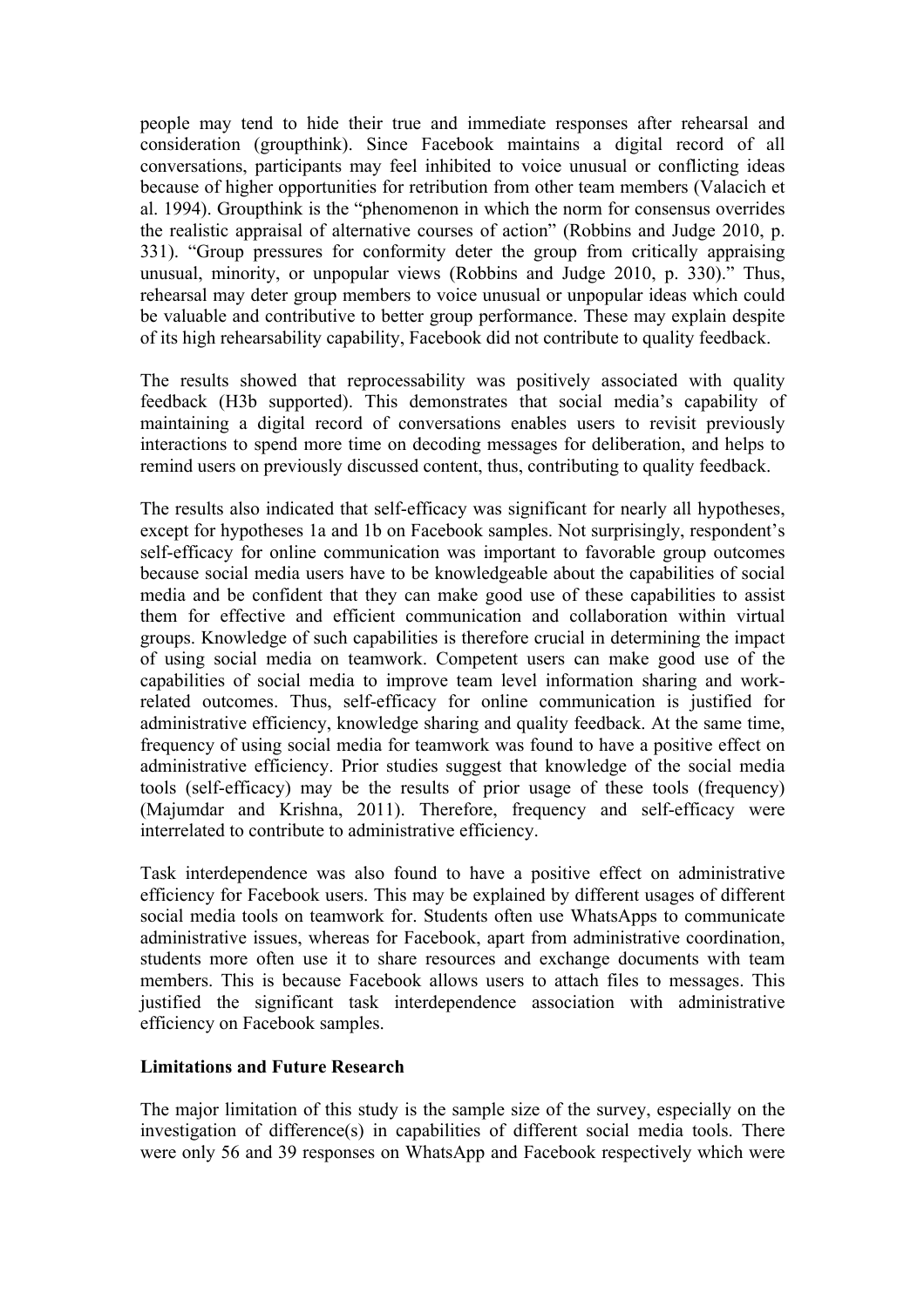people may tend to hide their true and immediate responses after rehearsal and consideration (groupthink). Since Facebook maintains a digital record of all conversations, participants may feel inhibited to voice unusual or conflicting ideas because of higher opportunities for retribution from other team members (Valacich et al. 1994). Groupthink is the "phenomenon in which the norm for consensus overrides the realistic appraisal of alternative courses of action" (Robbins and Judge 2010, p. 331). "Group pressures for conformity deter the group from critically appraising unusual, minority, or unpopular views (Robbins and Judge 2010, p. 330)." Thus, rehearsal may deter group members to voice unusual or unpopular ideas which could be valuable and contributive to better group performance. These may explain despite of its high rehearsability capability, Facebook did not contribute to quality feedback.

The results showed that reprocessability was positively associated with quality feedback (H3b supported). This demonstrates that social media's capability of maintaining a digital record of conversations enables users to revisit previously interactions to spend more time on decoding messages for deliberation, and helps to remind users on previously discussed content, thus, contributing to quality feedback.

The results also indicated that self-efficacy was significant for nearly all hypotheses, except for hypotheses 1a and 1b on Facebook samples. Not surprisingly, respondent's self-efficacy for online communication was important to favorable group outcomes because social media users have to be knowledgeable about the capabilities of social media and be confident that they can make good use of these capabilities to assist them for effective and efficient communication and collaboration within virtual groups. Knowledge of such capabilities is therefore crucial in determining the impact of using social media on teamwork. Competent users can make good use of the capabilities of social media to improve team level information sharing and work-related outcomes. Thus, self-efficacy for online communication is justified for administrative efficiency, knowledge sharing and quality feedback. At the same time, frequency of using social media for teamwork was found to have a positive effect on administrative efficiency. Prior studies suggest that knowledge of the social media tools (self-efficacy) may be the results of prior usage of these tools (frequency) (Majumdar and Krishna, 2011). Therefore, frequency and self-efficacy were interrelated to contribute to administrative efficiency.

Task interdependence was also found to have a positive effect on administrative efficiency for Facebook users. This may be explained by different usages of different social media tools on teamwork for. Students often use WhatsApps to communicate administrative issues, whereas for Facebook, apart from administrative coordination, students more often use it to share resources and exchange documents with team members. This is because Facebook allows users to attach files to messages. This justified the significant task interdependence association with administrative efficiency on Facebook samples.

**Limitations and Future Research**

The major limitation of this study is the sample size of the survey, especially on the investigation of difference(s) in capabilities of different social media tools. There were only 56 and 39 responses on WhatsApp and Facebook respectively which were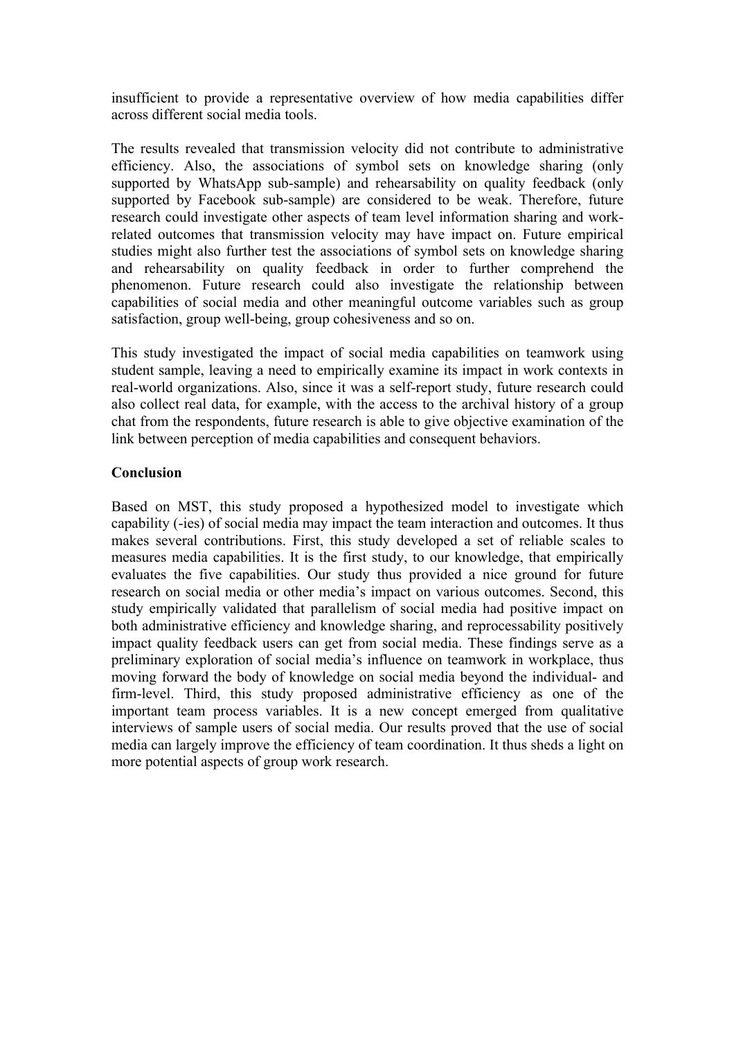insufficient to provide a representative overview of how media capabilities differ across different social media tools.

The results revealed that transmission velocity did not contribute to administrative efficiency. Also, the associations of symbol sets on knowledge sharing (only supported by WhatsApp sub-sample) and rehearsability on quality feedback (only supported by Facebook sub-sample) are considered to be weak. Therefore, future research could investigate other aspects of team level information sharing and work-related outcomes that transmission velocity may have impact on. Future empirical studies might also further test the associations of symbol sets on knowledge sharing and rehearsability on quality feedback in order to further comprehend the phenomenon. Future research could also investigate the relationship between capabilities of social media and other meaningful outcome variables such as group satisfaction, group well-being, group cohesiveness and so on.

This study investigated the impact of social media capabilities on teamwork using student sample, leaving a need to empirically examine its impact in work contexts in real-world organizations. Also, since it was a self-report study, future research could also collect real data, for example, with the access to the archival history of a group chat from the respondents, future research is able to give objective examination of the link between perception of media capabilities and consequent behaviors.

**Conclusion**

Based on MST, this study proposed a hypothesized model to investigate which capability (-ies) of social media may impact the team interaction and outcomes. It thus makes several contributions. First, this study developed a set of reliable scales to measures media capabilities. It is the first study, to our knowledge, that empirically evaluates the five capabilities. Our study thus provided a nice ground for future research on social media or other media's impact on various outcomes. Second, this study empirically validated that parallelism of social media had positive impact on both administrative efficiency and knowledge sharing, and reprocessability positively impact quality feedback users can get from social media. These findings serve as a preliminary exploration of social media's influence on teamwork in workplace, thus moving forward the body of knowledge on social media beyond the individual- and firm-level. Third, this study proposed administrative efficiency as one of the important team process variables. It is a new concept emerged from qualitative interviews of sample users of social media. Our results proved that the use of social media can largely improve the efficiency of team coordination. It thus sheds a light on more potential aspects of group work research.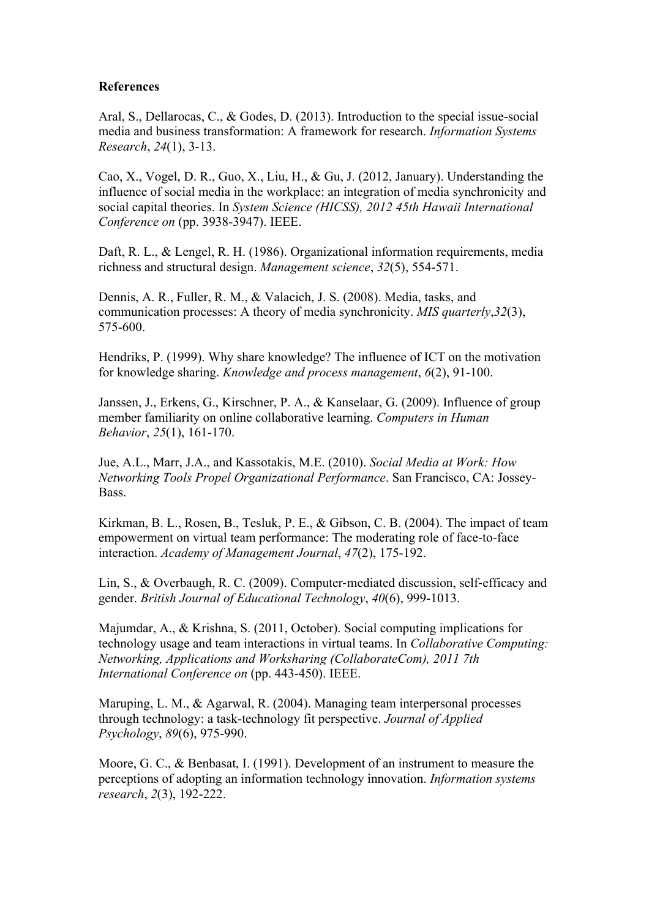**References**

Aral, S., Dellarocas, C., & Godes, D. (2013). Introduction to the special issue-social media and business transformation: A framework for research. *Information Systems Research*, *24*(1), 3-13.

Cao, X., Vogel, D. R., Guo, X., Liu, H., & Gu, J. (2012, January). Understanding the influence of social media in the workplace: an integration of media synchronicity and social capital theories. In *System Science (HICSS), 2012 45th Hawaii International Conference on* (pp. 3938-3947). IEEE.

Daft, R. L., & Lengel, R. H. (1986). Organizational information requirements, media richness and structural design. *Management science*, *32*(5), 554-571.

Dennis, A. R., Fuller, R. M., & Valacich, J. S. (2008). Media, tasks, and communication processes: A theory of media synchronicity. *MIS quarterly*,*32*(3), 575-600.

Hendriks, P. (1999). Why share knowledge? The influence of ICT on the motivation for knowledge sharing. *Knowledge and process management*, *6*(2), 91-100.

Janssen, J., Erkens, G., Kirschner, P. A., & Kanselaar, G. (2009). Influence of group member familiarity on online collaborative learning. *Computers in Human Behavior*, *25*(1), 161-170.

Jue, A.L., Marr, J.A., and Kassotakis, M.E. (2010). *Social Media at Work: How Networking Tools Propel Organizational Performance*. San Francisco, CA: Jossey-Bass.

Kirkman, B. L., Rosen, B., Tesluk, P. E., & Gibson, C. B. (2004). The impact of team empowerment on virtual team performance: The moderating role of face-to-face interaction. *Academy of Management Journal*, *47*(2), 175-192.

Lin, S., & Overbaugh, R. C. (2009). Computer-mediated discussion, self-efficacy and gender. *British Journal of Educational Technology*, *40*(6), 999-1013.

Majumdar, A., & Krishna, S. (2011, October). Social computing implications for technology usage and team interactions in virtual teams. In *Collaborative Computing: Networking, Applications and Worksharing (CollaborateCom), 2011 7th International Conference on* (pp. 443-450). IEEE.

Maruping, L. M., & Agarwal, R. (2004). Managing team interpersonal processes through technology: a task-technology fit perspective. *Journal of Applied Psychology*, *89*(6), 975-990.

Moore, G. C., & Benbasat, I. (1991). Development of an instrument to measure the perceptions of adopting an information technology innovation. *Information systems research*, *2*(3), 192-222.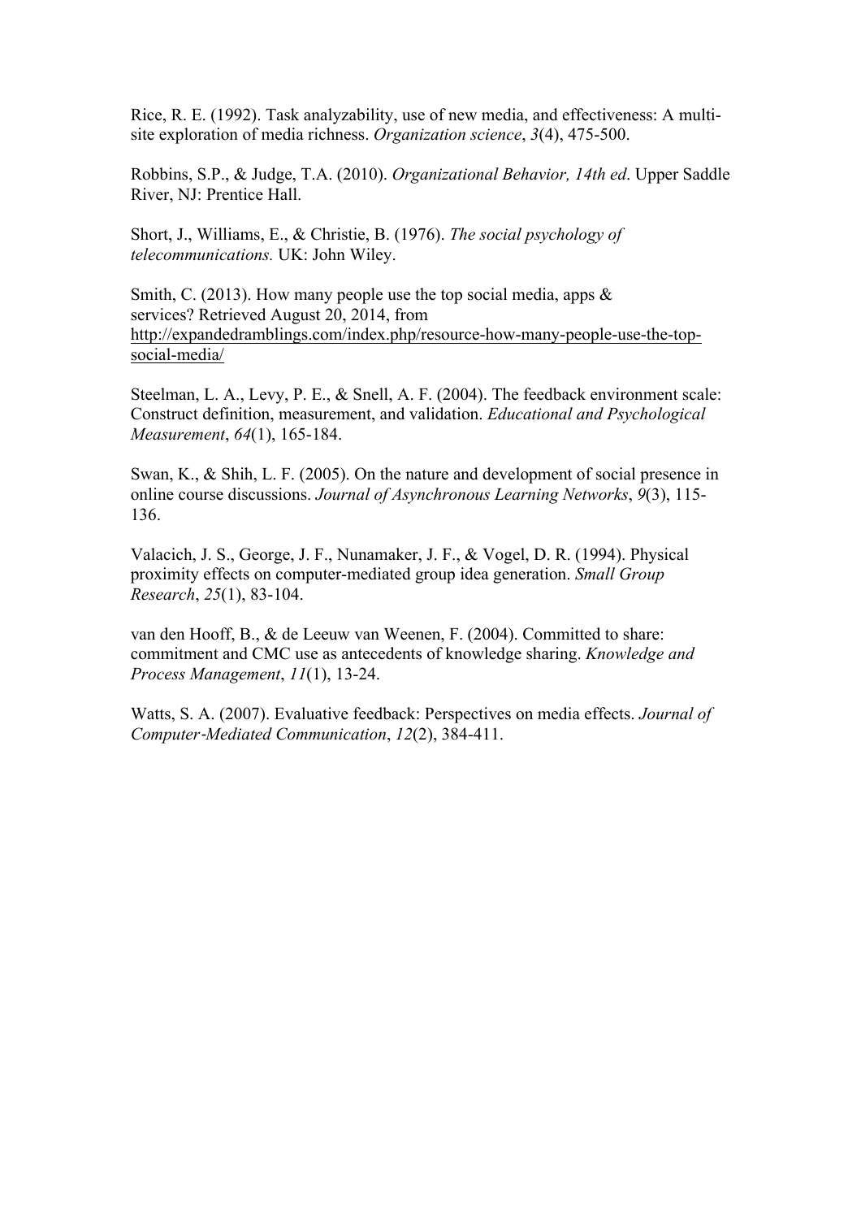Rice, R. E. (1992). Task analyzability, use of new media, and effectiveness: A multi-site exploration of media richness. *Organization science*, *3*(4), 475-500.

Robbins, S.P., & Judge, T.A. (2010). *Organizational Behavior, 14th ed*. Upper Saddle River, NJ: Prentice Hall.

Short, J., Williams, E., & Christie, B. (1976). *The social psychology of telecommunications.* UK: John Wiley.

Smith, C. (2013). How many people use the top social media, apps & services? Retrieved August 20, 2014, from http://expandedramblings.com/index.php/resource-how-many-people-use-the-top-social-media/

Steelman, L. A., Levy, P. E., & Snell, A. F. (2004). The feedback environment scale: Construct definition, measurement, and validation. *Educational and Psychological Measurement*, *64*(1), 165-184.

Swan, K., & Shih, L. F. (2005). On the nature and development of social presence in online course discussions. *Journal of Asynchronous Learning Networks*, *9*(3), 115-136.

Valacich, J. S., George, J. F., Nunamaker, J. F., & Vogel, D. R. (1994). Physical proximity effects on computer-mediated group idea generation. *Small Group Research*, *25*(1), 83-104.

van den Hooff, B., & de Leeuw van Weenen, F. (2004). Committed to share: commitment and CMC use as antecedents of knowledge sharing. *Knowledge and Process Management*, *11*(1), 13-24.

Watts, S. A. (2007). Evaluative feedback: Perspectives on media effects. *Journal of Computer‐Mediated Communication*, *12*(2), 384-411.